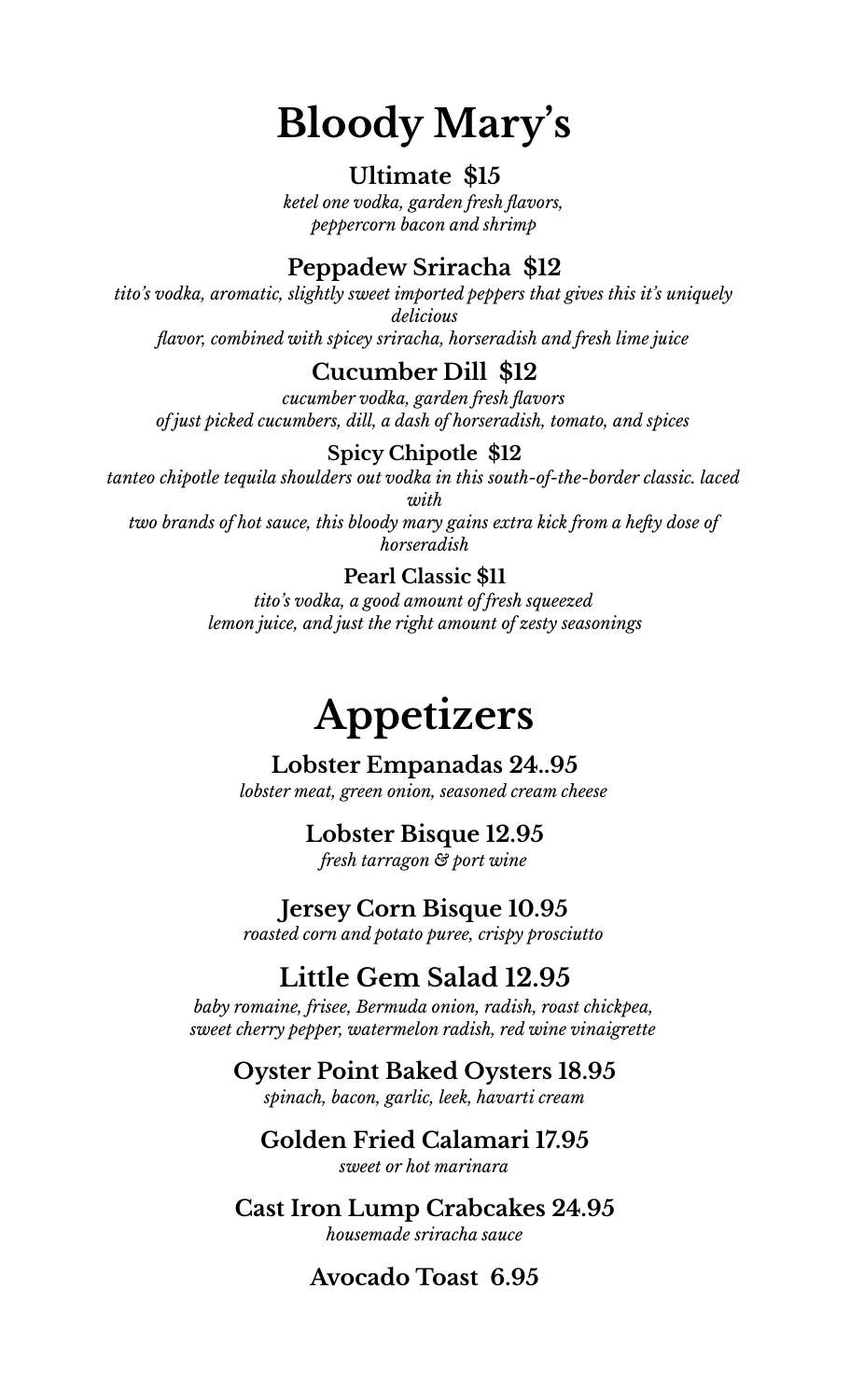# Bloody Mary's

### Ultimate $15

*ketel one vodka, garden fresh flavors, peppercorn bacon and shrimp*

### Peppadew Sriracha $12

*tito's vodka, aromatic, slightly sweet imported peppers that gives this it's uniquely delicious flavor, combined with spicey sriracha, horseradish and fresh lime juice*

### Cucumber Dill $12

*cucumber vodka, garden fresh flavors of just picked cucumbers, dill, a dash of horseradish, tomato, and spices*

### Spicy Chipotle $12

*tanteo chipotle tequila shoulders out vodka in this south-of-the-border classic. laced with two brands of hot sauce, this bloody mary gains extra kick from a hefty dose of horseradish*

### Pearl Classic $11

*tito's vodka, a good amount of fresh squeezed lemon juice, and just the right amount of zesty seasonings*

# Appetizers

### Lobster Empanadas 24..95

*lobster meat, green onion, seasoned cream cheese*

### Lobster Bisque 12.95

*fresh tarragon & port wine*

### Jersey Corn Bisque 10.95

*roasted corn and potato puree, crispy prosciutto*

### Little Gem Salad 12.95

*baby romaine, frisee, Bermuda onion, radish, roast chickpea, sweet cherry pepper, watermelon radish, red wine vinaigrette*

### Oyster Point Baked Oysters 18.95

*spinach, bacon, garlic, leek, havarti cream*

### Golden Fried Calamari 17.95

*sweet or hot marinara*

### Cast Iron Lump Crabcakes 24.95

*housemade sriracha sauce*

### Avocado Toast 6.95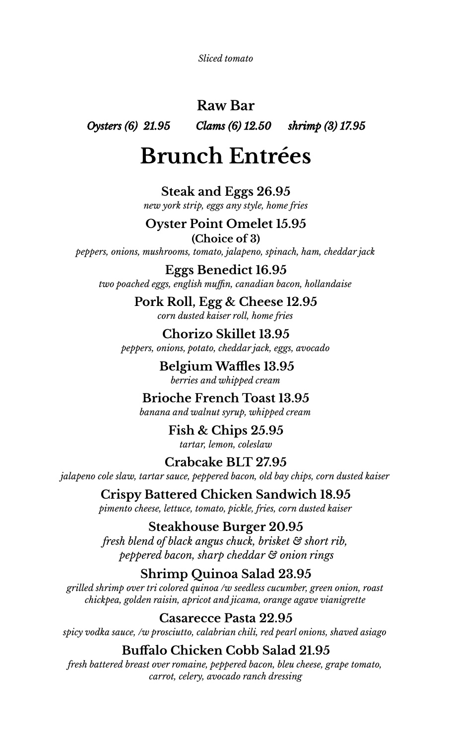*Sliced tomato*

## Raw Bar

*Oysters (6) 21.95* *Clams (6) 12.50* *shrimp (3) 17.95*

# Brunch Entrées

**Steak and Eggs 26.95**
*new york strip, eggs any style, home fries*

**Oyster Point Omelet 15.95**
**(Choice of 3)**
*peppers, onions, mushrooms, tomato, jalapeno, spinach, ham, cheddar jack*

**Eggs Benedict 16.95**
*two poached eggs, english muffin, canadian bacon, hollandaise*

**Pork Roll, Egg & Cheese 12.95**
*corn dusted kaiser roll, home fries*

**Chorizo Skillet 13.95**
*peppers, onions, potato, cheddar jack, eggs, avocado*

**Belgium Waffles 13.95**
*berries and whipped cream*

**Brioche French Toast 13.95**
*banana and walnut syrup, whipped cream*

**Fish & Chips 25.95**
*tartar, lemon, coleslaw*

**Crabcake BLT 27.95**
*jalapeno cole slaw, tartar sauce, peppered bacon, old bay chips, corn dusted kaiser*

**Crispy Battered Chicken Sandwich 18.95**
*pimento cheese, lettuce, tomato, pickle, fries, corn dusted kaiser*

**Steakhouse Burger 20.95**
*fresh blend of black angus chuck, brisket & short rib, peppered bacon, sharp cheddar & onion rings*

**Shrimp Quinoa Salad 23.95**
*grilled shrimp over tri colored quinoa /w seedless cucumber, green onion, roast chickpea, golden raisin, apricot and jicama, orange agave vianigrette*

**Casarecce Pasta 22.95**
*spicy vodka sauce, /w prosciutto, calabrian chili, red pearl onions, shaved asiago*

**Buffalo Chicken Cobb Salad 21.95**
*fresh battered breast over romaine, peppered bacon, bleu cheese, grape tomato, carrot, celery, avocado ranch dressing*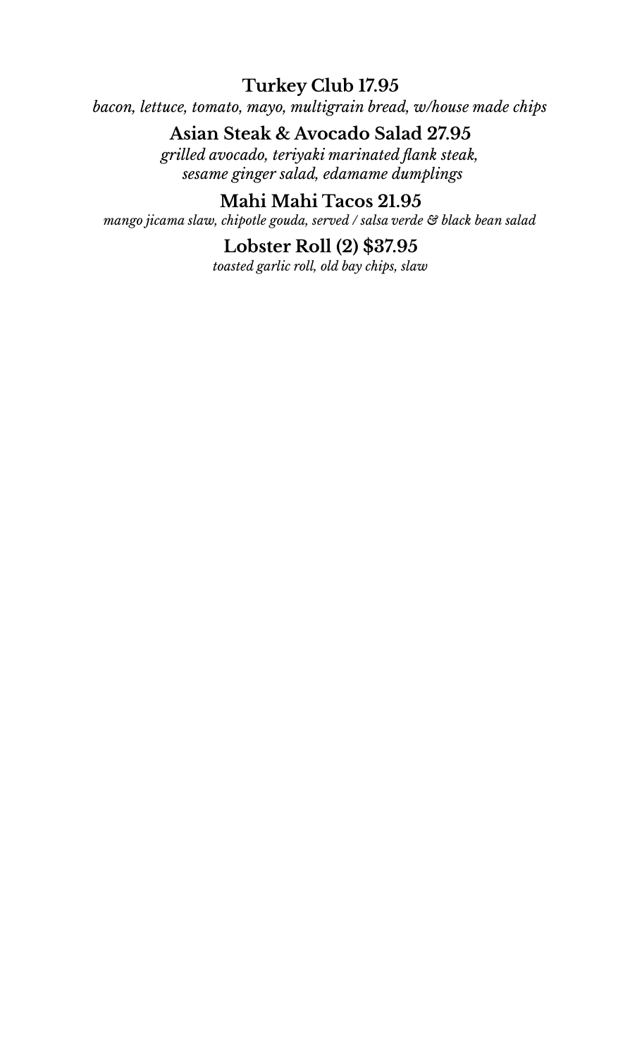**Turkey Club 17.95**
*bacon, lettuce, tomato, mayo, multigrain bread, w/house made chips*

**Asian Steak & Avocado Salad 27.95**
*grilled avocado, teriyaki marinated flank steak, sesame ginger salad, edamame dumplings*

**Mahi Mahi Tacos 21.95**
*mango jicama slaw, chipotle gouda, served / salsa verde & black bean salad*

**Lobster Roll (2) $37.95**
*toasted garlic roll, old bay chips, slaw*